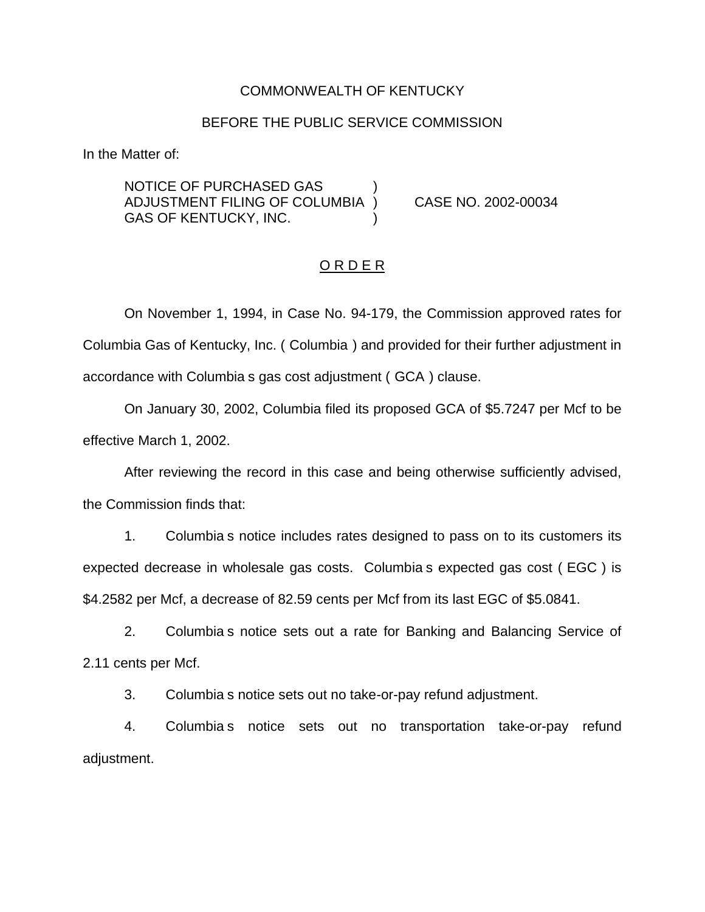COMMONWEALTH OF KENTUCKY

BEFORE THE PUBLIC SERVICE COMMISSION

In the Matter of:

NOTICE OF PURCHASED GAS ADJUSTMENT FILING OF COLUMBIA GAS OF KENTUCKY, INC. ) CASE NO. 2002-00034

## O R D E R

On November 1, 1994, in Case No. 94-179, the Commission approved rates for Columbia Gas of Kentucky, Inc. ( Columbia ) and provided for their further adjustment in accordance with Columbia s gas cost adjustment ( GCA ) clause.

On January 30, 2002, Columbia filed its proposed GCA of $5.7247 per Mcf to be effective March 1, 2002.

After reviewing the record in this case and being otherwise sufficiently advised, the Commission finds that:

1. Columbia s notice includes rates designed to pass on to its customers its expected decrease in wholesale gas costs. Columbia s expected gas cost ( EGC ) is $4.2582 per Mcf, a decrease of 82.59 cents per Mcf from its last EGC of $5.0841.

2. Columbia s notice sets out a rate for Banking and Balancing Service of 2.11 cents per Mcf.

3. Columbia s notice sets out no take-or-pay refund adjustment.

4. Columbia s notice sets out no transportation take-or-pay refund adjustment.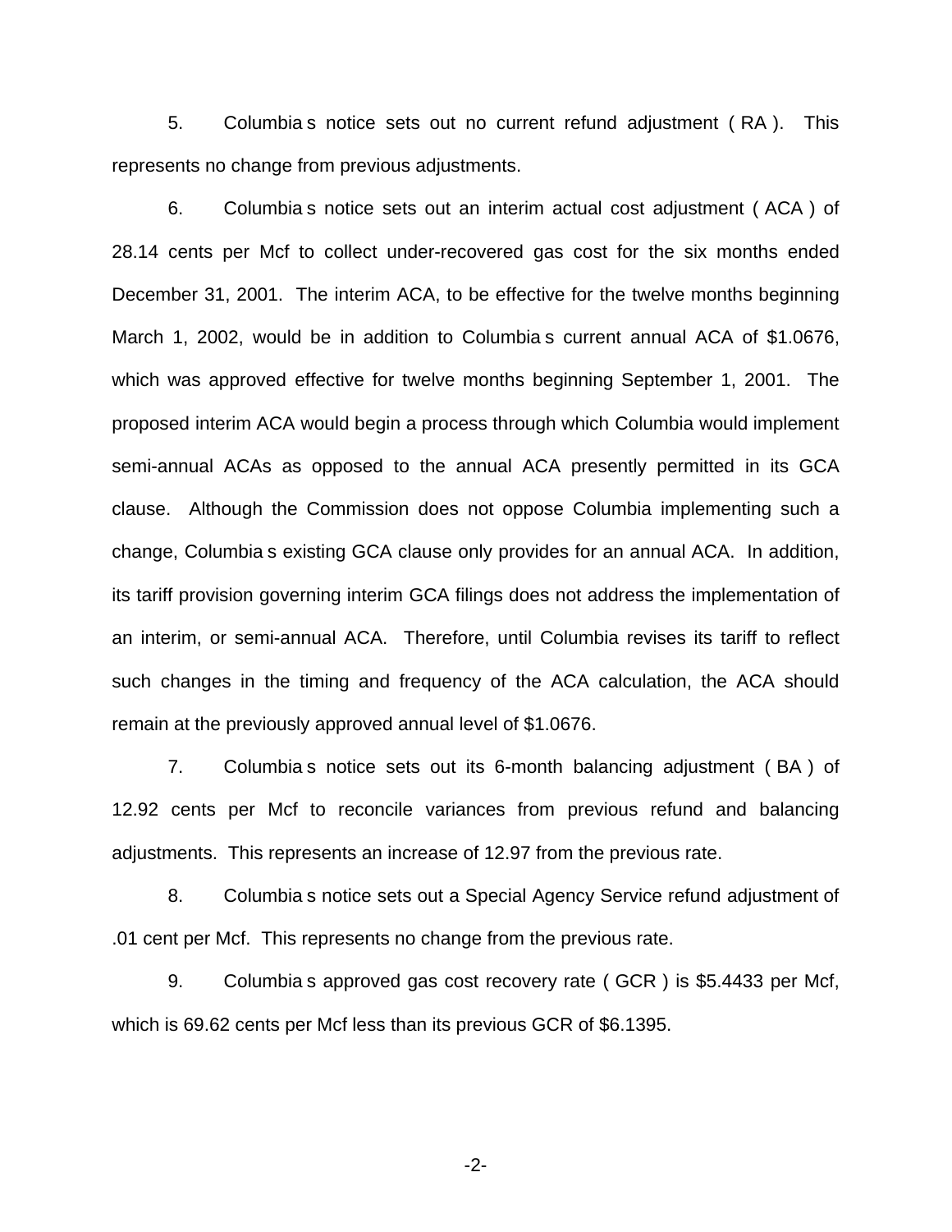5. Columbia s notice sets out no current refund adjustment ( RA ). This represents no change from previous adjustments.

6. Columbia s notice sets out an interim actual cost adjustment ( ACA ) of 28.14 cents per Mcf to collect under-recovered gas cost for the six months ended December 31, 2001. The interim ACA, to be effective for the twelve months beginning March 1, 2002, would be in addition to Columbia s current annual ACA of $1.0676, which was approved effective for twelve months beginning September 1, 2001. The proposed interim ACA would begin a process through which Columbia would implement semi-annual ACAs as opposed to the annual ACA presently permitted in its GCA clause. Although the Commission does not oppose Columbia implementing such a change, Columbia s existing GCA clause only provides for an annual ACA. In addition, its tariff provision governing interim GCA filings does not address the implementation of an interim, or semi-annual ACA. Therefore, until Columbia revises its tariff to reflect such changes in the timing and frequency of the ACA calculation, the ACA should remain at the previously approved annual level of $1.0676.

7. Columbia s notice sets out its 6-month balancing adjustment ( BA ) of 12.92 cents per Mcf to reconcile variances from previous refund and balancing adjustments. This represents an increase of 12.97 from the previous rate.

8. Columbia s notice sets out a Special Agency Service refund adjustment of .01 cent per Mcf. This represents no change from the previous rate.

9. Columbia s approved gas cost recovery rate ( GCR ) is $5.4433 per Mcf, which is 69.62 cents per Mcf less than its previous GCR of $6.1395.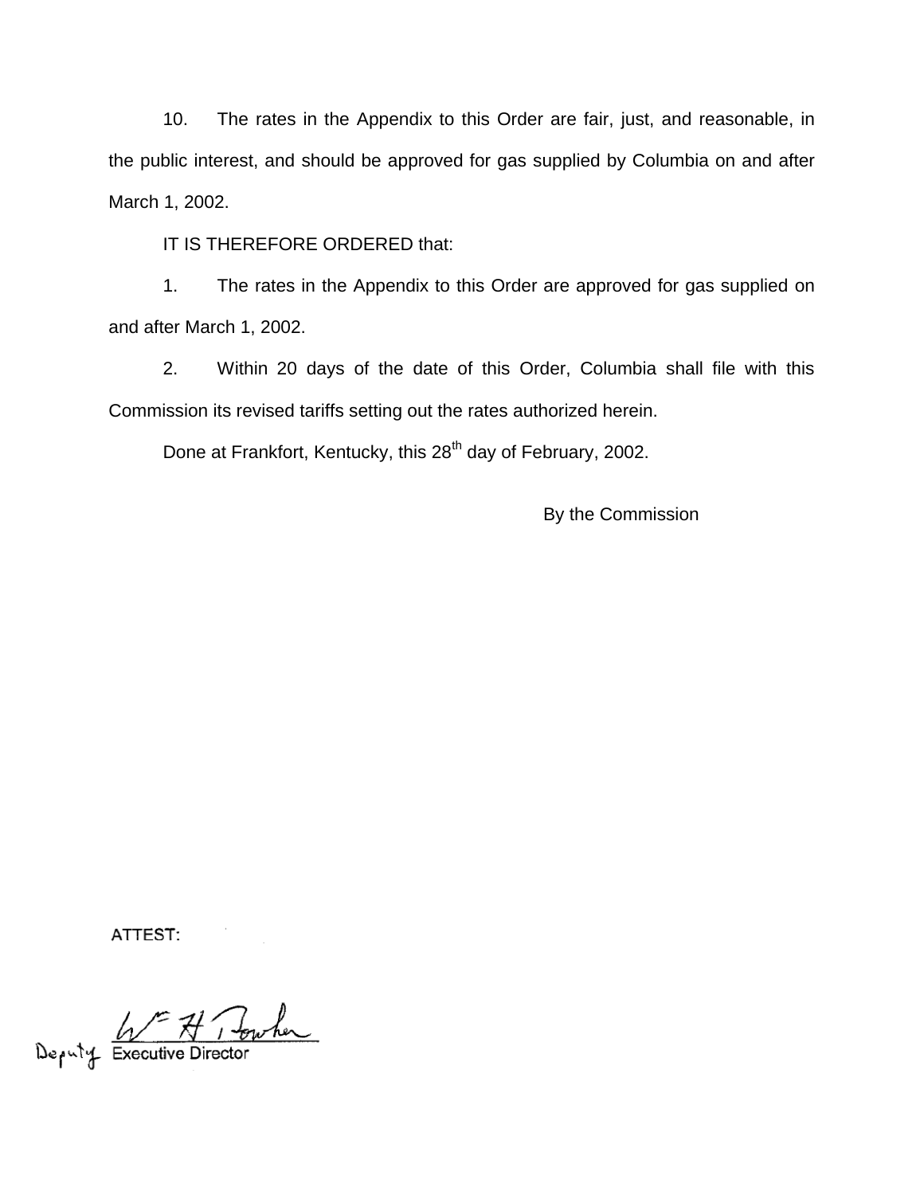10. The rates in the Appendix to this Order are fair, just, and reasonable, in the public interest, and should be approved for gas supplied by Columbia on and after March 1, 2002.

IT IS THEREFORE ORDERED that:

1. The rates in the Appendix to this Order are approved for gas supplied on and after March 1, 2002.

2. Within 20 days of the date of this Order, Columbia shall file with this Commission its revised tariffs setting out the rates authorized herein.

Done at Frankfort, Kentucky, this 28th day of February, 2002.

By the Commission

ATTEST:

Deputy Executive Director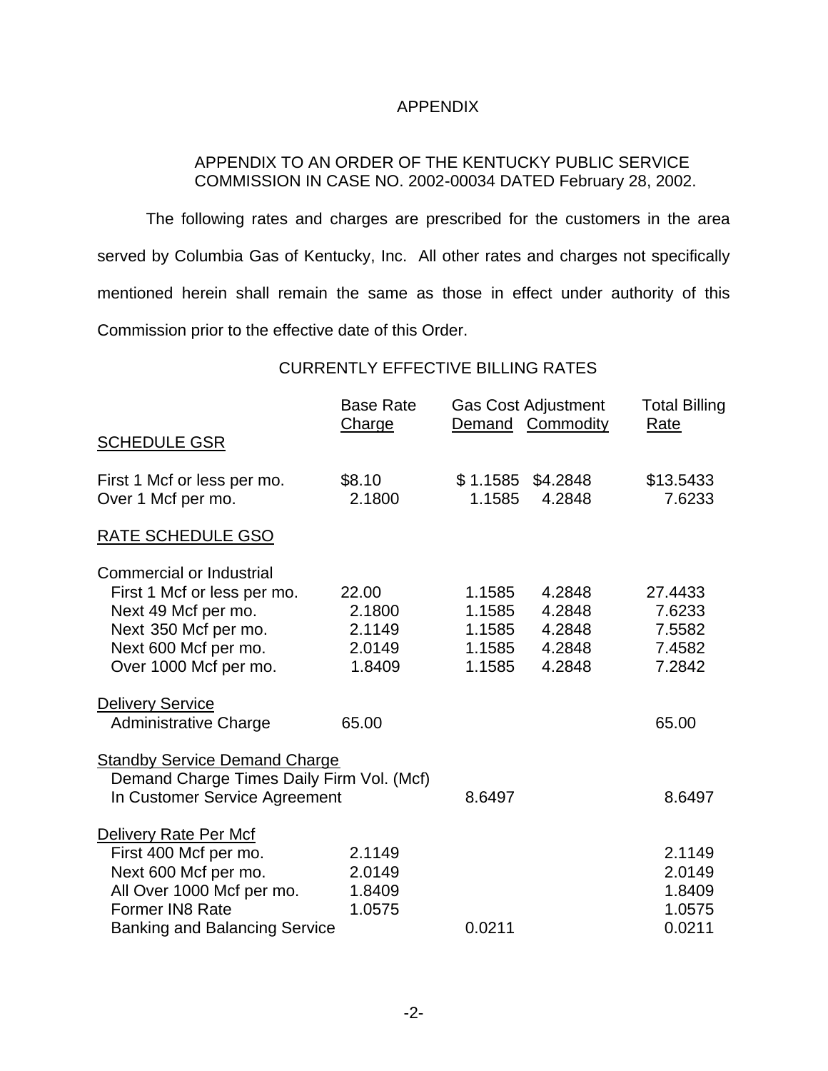# APPENDIX

APPENDIX TO AN ORDER OF THE KENTUCKY PUBLIC SERVICE COMMISSION IN CASE NO. 2002-00034 DATED February 28, 2002.

The following rates and charges are prescribed for the customers in the area served by Columbia Gas of Kentucky, Inc. All other rates and charges not specifically mentioned herein shall remain the same as those in effect under authority of this Commission prior to the effective date of this Order.

## CURRENTLY EFFECTIVE BILLING RATES

| | Base Rate Charge | Gas Cost Adjustment Demand | Gas Cost Adjustment Commodity | Total Billing Rate |
|---|---|---|---|---|
| **SCHEDULE GSR** | | | | |
| First 1 Mcf or less per mo. | $8.10 | $ 1.1585 | $4.2848 | $13.5433 |
| Over 1 Mcf per mo. | 2.1800 | 1.1585 | 4.2848 | 7.6233 |
| **RATE SCHEDULE GSO** | | | | |
| Commercial or Industrial | | | | |
| First 1 Mcf or less per mo. | 22.00 | 1.1585 | 4.2848 | 27.4433 |
| Next 49 Mcf per mo. | 2.1800 | 1.1585 | 4.2848 | 7.6233 |
| Next 350 Mcf per mo. | 2.1149 | 1.1585 | 4.2848 | 7.5582 |
| Next 600 Mcf per mo. | 2.0149 | 1.1585 | 4.2848 | 7.4582 |
| Over 1000 Mcf per mo. | 1.8409 | 1.1585 | 4.2848 | 7.2842 |
| **Delivery Service** | | | | |
| Administrative Charge | 65.00 | | | 65.00 |
| **Standby Service Demand Charge** | | | | |
| Demand Charge Times Daily Firm Vol. (Mcf) In Customer Service Agreement | | 8.6497 | | 8.6497 |
| **Delivery Rate Per Mcf** | | | | |
| First 400 Mcf per mo. | 2.1149 | | | 2.1149 |
| Next 600 Mcf per mo. | 2.0149 | | | 2.0149 |
| All Over 1000 Mcf per mo. | 1.8409 | | | 1.8409 |
| Former IN8 Rate | 1.0575 | | | 1.0575 |
| Banking and Balancing Service | | 0.0211 | | 0.0211 |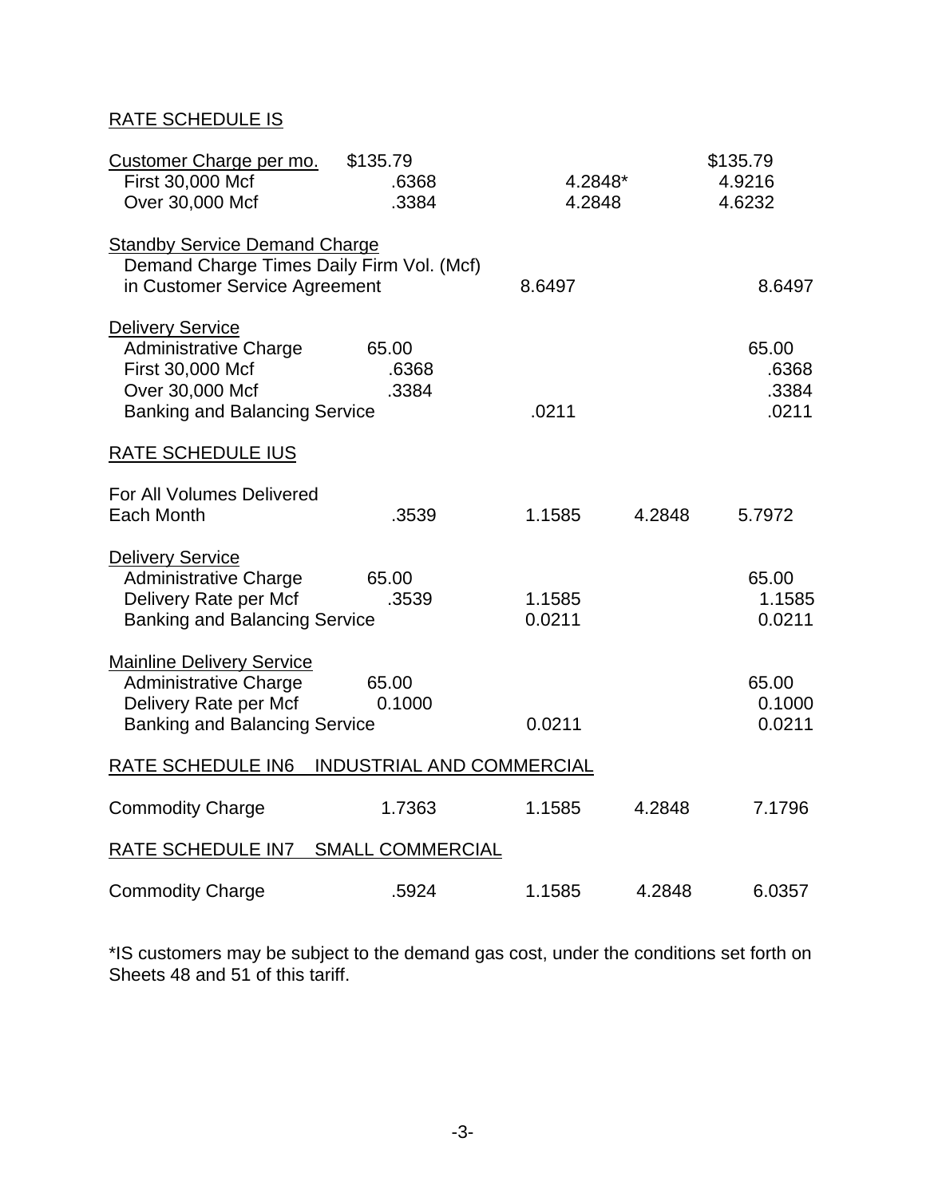RATE SCHEDULE IS

| | | | | |
|---|---|---|---|---|
| Customer Charge per mo. | \$135.79 | | | \$135.79 |
| First 30,000 Mcf | .6368 | 4.2848* | | 4.9216 |
| Over 30,000 Mcf | .3384 | 4.2848 | | 4.6232 |
| **Standby Service Demand Charge** | | | | |
| Demand Charge Times Daily Firm Vol. (Mcf) in Customer Service Agreement | | 8.6497 | | 8.6497 |
| **Delivery Service** | | | | |
| Administrative Charge | 65.00 | | | 65.00 |
| First 30,000 Mcf | .6368 | | | .6368 |
| Over 30,000 Mcf | .3384 | | | .3384 |
| Banking and Balancing Service | | .0211 | | .0211 |

RATE SCHEDULE IUS

| | | | | |
|---|---|---|---|---|
| For All Volumes Delivered Each Month | .3539 | 1.1585 | 4.2848 | 5.7972 |
| **Delivery Service** | | | | |
| Administrative Charge | 65.00 | | | 65.00 |
| Delivery Rate per Mcf | .3539 | 1.1585 | | 1.1585 |
| Banking and Balancing Service | | 0.0211 | | 0.0211 |
| **Mainline Delivery Service** | | | | |
| Administrative Charge | 65.00 | | | 65.00 |
| Delivery Rate per Mcf | 0.1000 | | | 0.1000 |
| Banking and Balancing Service | | 0.0211 | | 0.0211 |

RATE SCHEDULE IN6 INDUSTRIAL AND COMMERCIAL

| | | | | |
|---|---|---|---|---|
| Commodity Charge | 1.7363 | 1.1585 | 4.2848 | 7.1796 |

RATE SCHEDULE IN7 SMALL COMMERCIAL

| | | | | |
|---|---|---|---|---|
| Commodity Charge | .5924 | 1.1585 | 4.2848 | 6.0357 |

*IS customers may be subject to the demand gas cost, under the conditions set forth on Sheets 48 and 51 of this tariff.